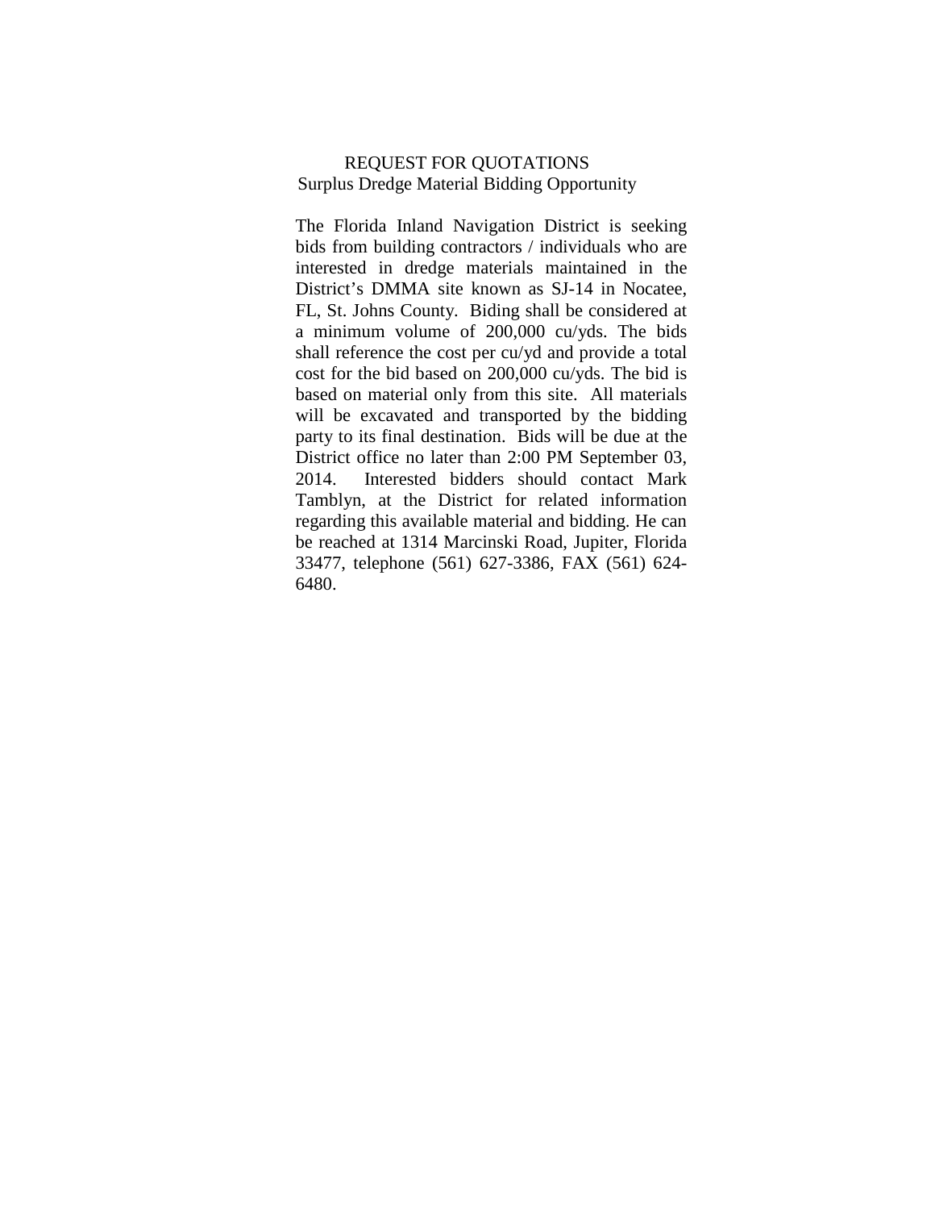# REQUEST FOR QUOTATIONS

## Surplus Dredge Material Bidding Opportunity

The Florida Inland Navigation District is seeking bids from building contractors / individuals who are interested in dredge materials maintained in the District's DMMA site known as SJ-14 in Nocatee, FL, St. Johns County. Biding shall be considered at a minimum volume of 200,000 cu/yds. The bids shall reference the cost per cu/yd and provide a total cost for the bid based on 200,000 cu/yds. The bid is based on material only from this site. All materials will be excavated and transported by the bidding party to its final destination. Bids will be due at the District office no later than 2:00 PM September 03, 2014. Interested bidders should contact Mark Tamblyn, at the District for related information regarding this available material and bidding. He can be reached at 1314 Marcinski Road, Jupiter, Florida 33477, telephone (561) 627-3386, FAX (561) 624-6480.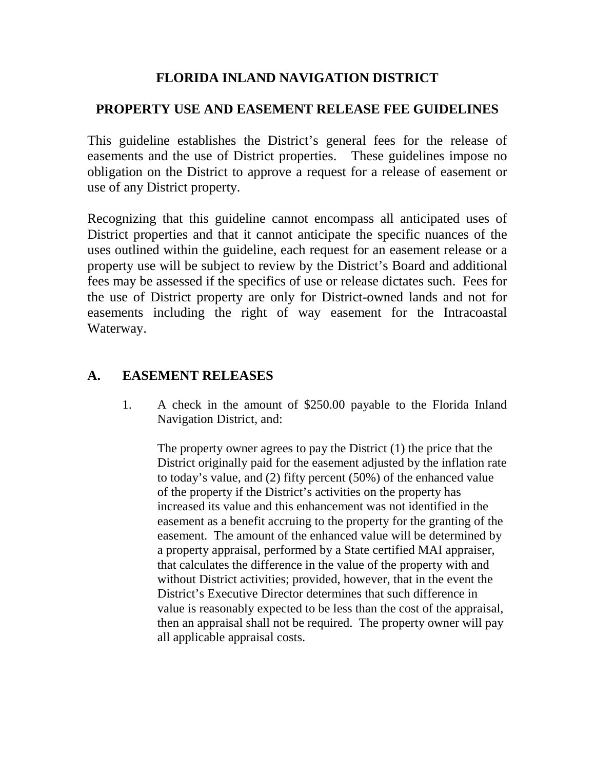# FLORIDA INLAND NAVIGATION DISTRICT

## PROPERTY USE AND EASEMENT RELEASE FEE GUIDELINES

This guideline establishes the District's general fees for the release of easements and the use of District properties. These guidelines impose no obligation on the District to approve a request for a release of easement or use of any District property.

Recognizing that this guideline cannot encompass all anticipated uses of District properties and that it cannot anticipate the specific nuances of the uses outlined within the guideline, each request for an easement release or a property use will be subject to review by the District's Board and additional fees may be assessed if the specifics of use or release dictates such. Fees for the use of District property are only for District-owned lands and not for easements including the right of way easement for the Intracoastal Waterway.

## A. EASEMENT RELEASES

1. A check in the amount of $250.00 payable to the Florida Inland Navigation District, and:

   The property owner agrees to pay the District (1) the price that the District originally paid for the easement adjusted by the inflation rate to today's value, and (2) fifty percent (50%) of the enhanced value of the property if the District's activities on the property has increased its value and this enhancement was not identified in the easement as a benefit accruing to the property for the granting of the easement. The amount of the enhanced value will be determined by a property appraisal, performed by a State certified MAI appraiser, that calculates the difference in the value of the property with and without District activities; provided, however, that in the event the District's Executive Director determines that such difference in value is reasonably expected to be less than the cost of the appraisal, then an appraisal shall not be required. The property owner will pay all applicable appraisal costs.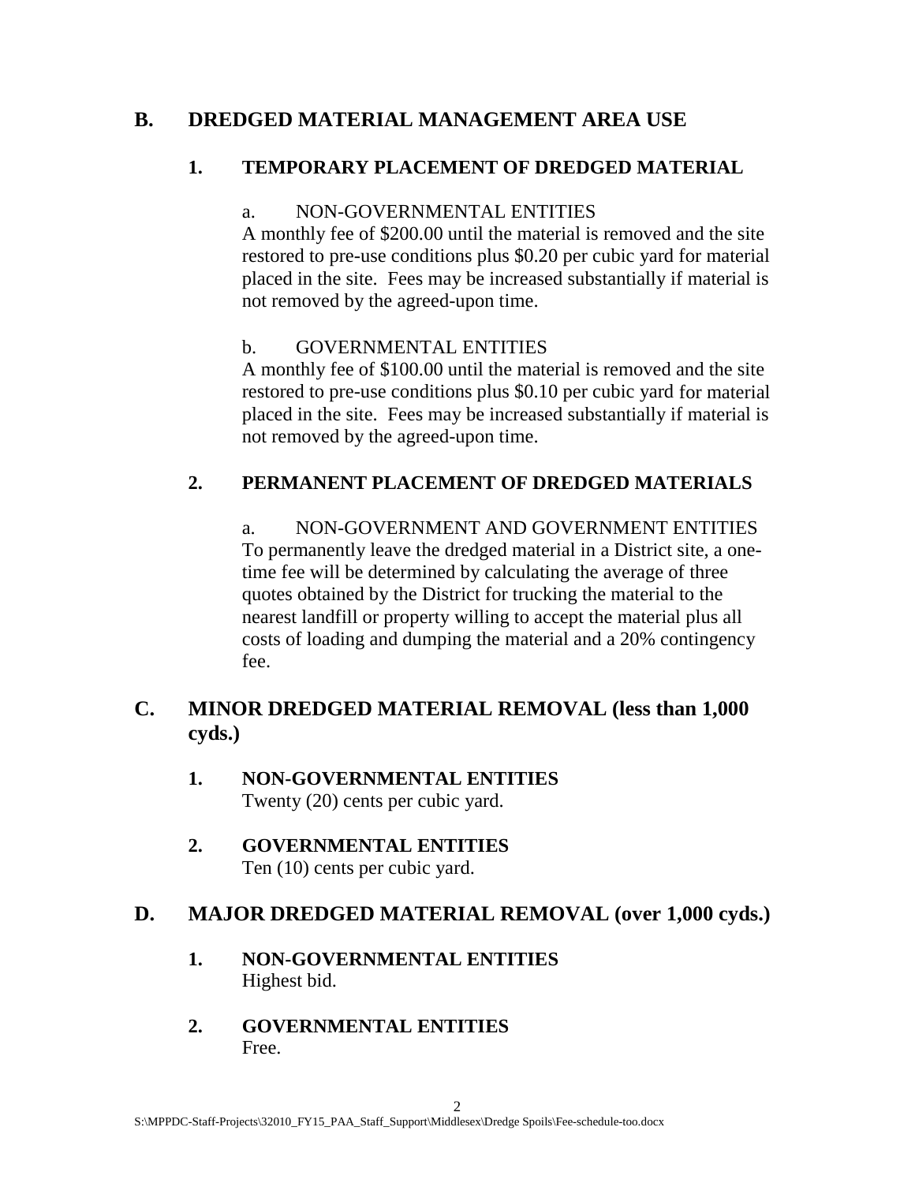## B. DREDGED MATERIAL MANAGEMENT AREA USE

### 1. TEMPORARY PLACEMENT OF DREDGED MATERIAL

a. NON-GOVERNMENTAL ENTITIES
A monthly fee of $200.00 until the material is removed and the site restored to pre-use conditions plus $0.20 per cubic yard for material placed in the site. Fees may be increased substantially if material is not removed by the agreed-upon time.

b. GOVERNMENTAL ENTITIES
A monthly fee of $100.00 until the material is removed and the site restored to pre-use conditions plus $0.10 per cubic yard for material placed in the site. Fees may be increased substantially if material is not removed by the agreed-upon time.

### 2. PERMANENT PLACEMENT OF DREDGED MATERIALS

a. NON-GOVERNMENT AND GOVERNMENT ENTITIES
To permanently leave the dredged material in a District site, a one-time fee will be determined by calculating the average of three quotes obtained by the District for trucking the material to the nearest landfill or property willing to accept the material plus all costs of loading and dumping the material and a 20% contingency fee.

## C. MINOR DREDGED MATERIAL REMOVAL (less than 1,000 cyds.)

**1. NON-GOVERNMENTAL ENTITIES**
Twenty (20) cents per cubic yard.

**2. GOVERNMENTAL ENTITIES**
Ten (10) cents per cubic yard.

## D. MAJOR DREDGED MATERIAL REMOVAL (over 1,000 cyds.)

**1. NON-GOVERNMENTAL ENTITIES**
Highest bid.

**2. GOVERNMENTAL ENTITIES**
Free.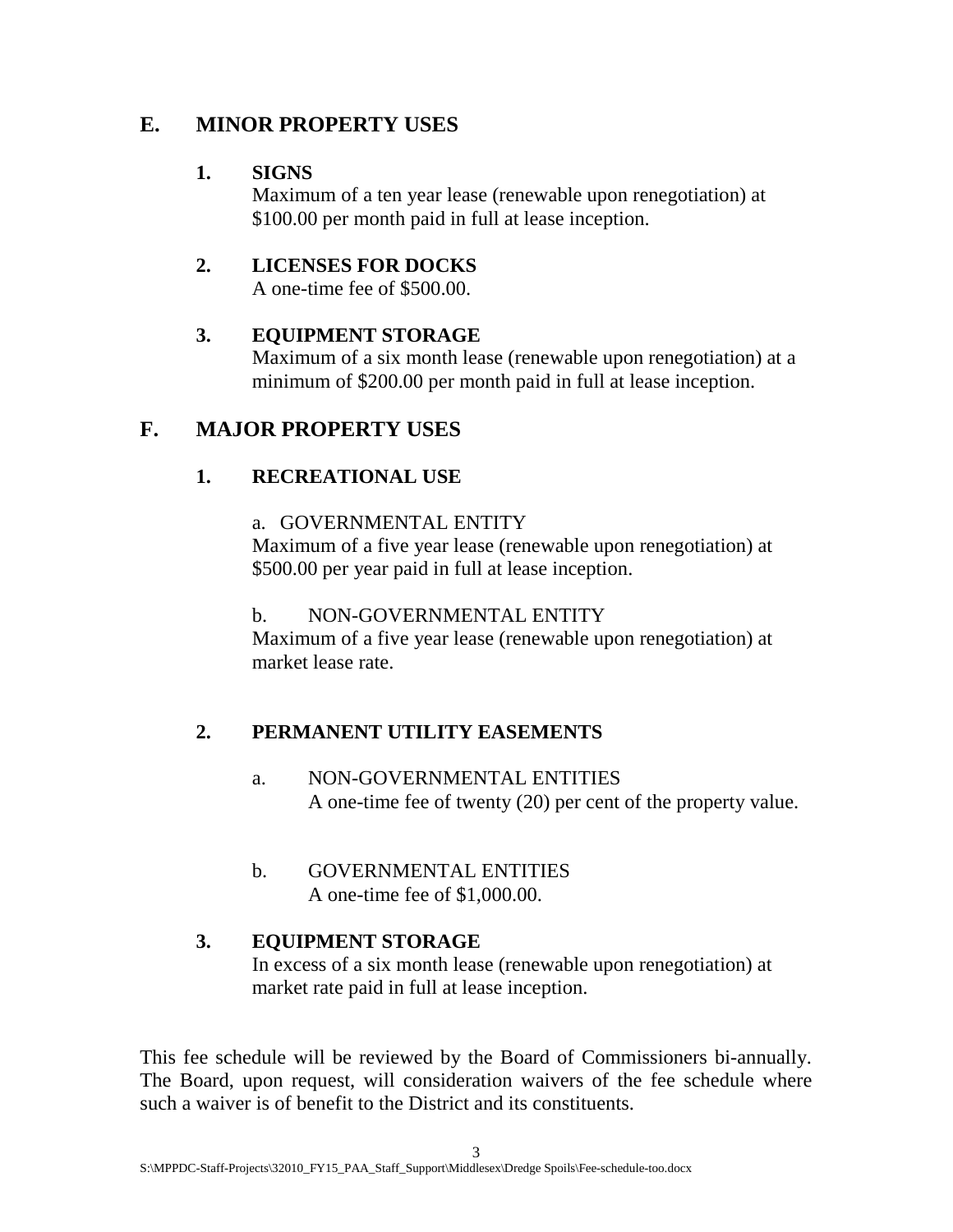## E. MINOR PROPERTY USES

### 1. SIGNS

Maximum of a ten year lease (renewable upon renegotiation) at $100.00 per month paid in full at lease inception.

### 2. LICENSES FOR DOCKS

A one-time fee of $500.00.

### 3. EQUIPMENT STORAGE

Maximum of a six month lease (renewable upon renegotiation) at a minimum of $200.00 per month paid in full at lease inception.

## F. MAJOR PROPERTY USES

### 1. RECREATIONAL USE

a. GOVERNMENTAL ENTITY

Maximum of a five year lease (renewable upon renegotiation) at $500.00 per year paid in full at lease inception.

b. NON-GOVERNMENTAL ENTITY

Maximum of a five year lease (renewable upon renegotiation) at market lease rate.

### 2. PERMANENT UTILITY EASEMENTS

a. NON-GOVERNMENTAL ENTITIES

A one-time fee of twenty (20) per cent of the property value.

b. GOVERNMENTAL ENTITIES

A one-time fee of $1,000.00.

### 3. EQUIPMENT STORAGE

In excess of a six month lease (renewable upon renegotiation) at market rate paid in full at lease inception.

This fee schedule will be reviewed by the Board of Commissioners bi-annually. The Board, upon request, will consideration waivers of the fee schedule where such a waiver is of benefit to the District and its constituents.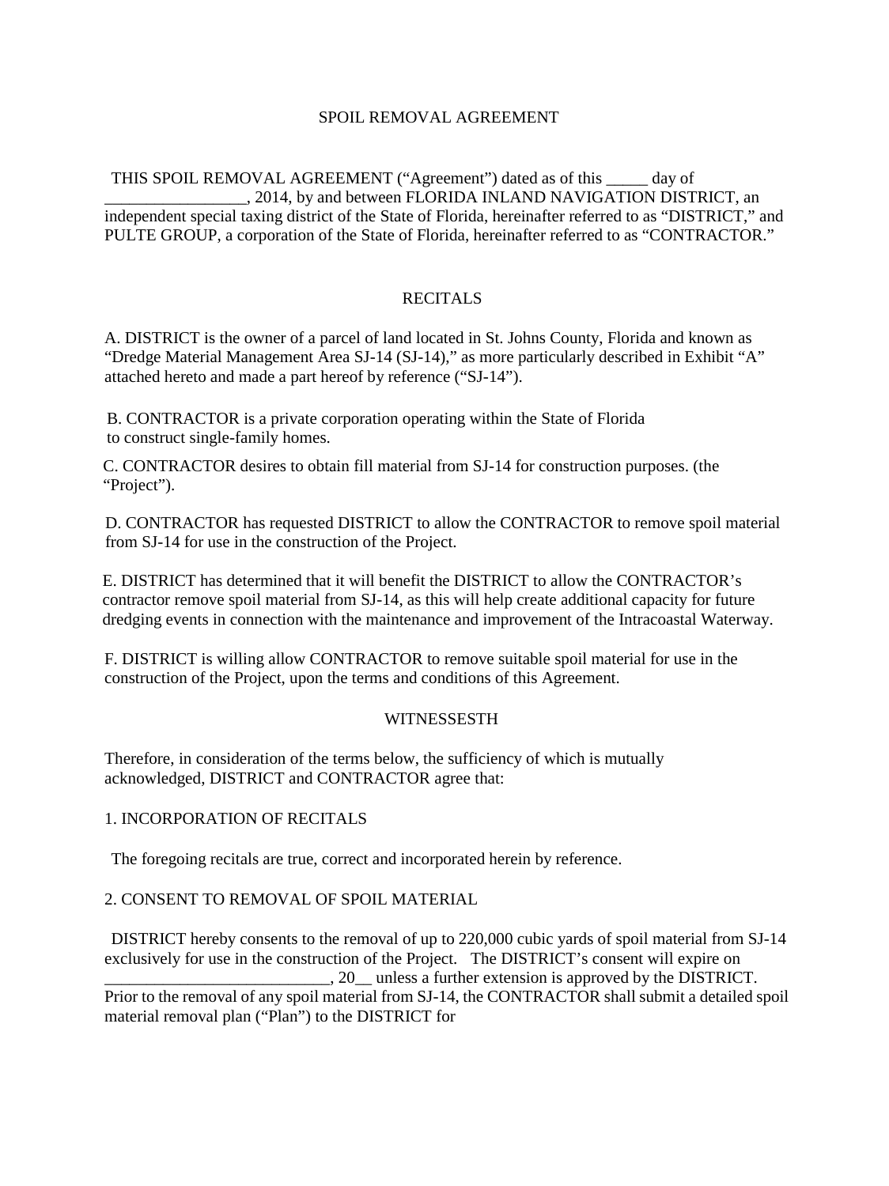# SPOIL REMOVAL AGREEMENT

THIS SPOIL REMOVAL AGREEMENT ("Agreement") dated as of this _____ day of _________________, 2014, by and between FLORIDA INLAND NAVIGATION DISTRICT, an independent special taxing district of the State of Florida, hereinafter referred to as "DISTRICT," and PULTE GROUP, a corporation of the State of Florida, hereinafter referred to as "CONTRACTOR."

## RECITALS

A. DISTRICT is the owner of a parcel of land located in St. Johns County, Florida and known as "Dredge Material Management Area SJ-14 (SJ-14)," as more particularly described in Exhibit "A" attached hereto and made a part hereof by reference ("SJ-14").

B. CONTRACTOR is a private corporation operating within the State of Florida to construct single-family homes.

C. CONTRACTOR desires to obtain fill material from SJ-14 for construction purposes. (the "Project").

D. CONTRACTOR has requested DISTRICT to allow the CONTRACTOR to remove spoil material from SJ-14 for use in the construction of the Project.

E. DISTRICT has determined that it will benefit the DISTRICT to allow the CONTRACTOR's contractor remove spoil material from SJ-14, as this will help create additional capacity for future dredging events in connection with the maintenance and improvement of the Intracoastal Waterway.

F. DISTRICT is willing allow CONTRACTOR to remove suitable spoil material for use in the construction of the Project, upon the terms and conditions of this Agreement.

## WITNESSESTH

Therefore, in consideration of the terms below, the sufficiency of which is mutually acknowledged, DISTRICT and CONTRACTOR agree that:

1. INCORPORATION OF RECITALS

The foregoing recitals are true, correct and incorporated herein by reference.

2. CONSENT TO REMOVAL OF SPOIL MATERIAL

DISTRICT hereby consents to the removal of up to 220,000 cubic yards of spoil material from SJ-14 exclusively for use in the construction of the Project. The DISTRICT's consent will expire on ___________________________, 20__ unless a further extension is approved by the DISTRICT. Prior to the removal of any spoil material from SJ-14, the CONTRACTOR shall submit a detailed spoil material removal plan ("Plan") to the DISTRICT for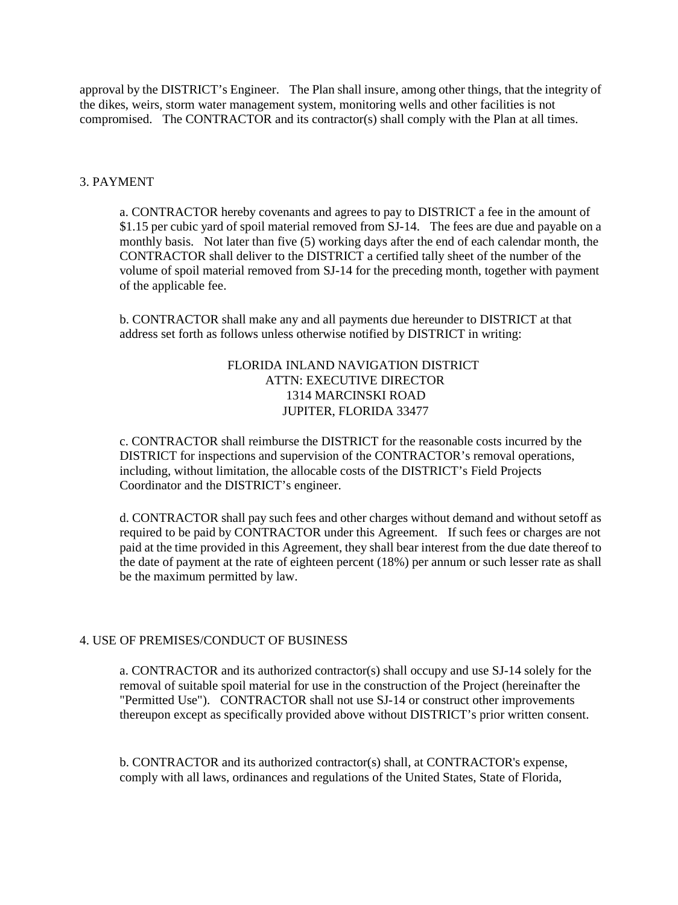approval by the DISTRICT's Engineer. The Plan shall insure, among other things, that the integrity of the dikes, weirs, storm water management system, monitoring wells and other facilities is not compromised. The CONTRACTOR and its contractor(s) shall comply with the Plan at all times.

## 3. PAYMENT

a. CONTRACTOR hereby covenants and agrees to pay to DISTRICT a fee in the amount of $1.15 per cubic yard of spoil material removed from SJ-14. The fees are due and payable on a monthly basis. Not later than five (5) working days after the end of each calendar month, the CONTRACTOR shall deliver to the DISTRICT a certified tally sheet of the number of the volume of spoil material removed from SJ-14 for the preceding month, together with payment of the applicable fee.

b. CONTRACTOR shall make any and all payments due hereunder to DISTRICT at that address set forth as follows unless otherwise notified by DISTRICT in writing:

FLORIDA INLAND NAVIGATION DISTRICT
ATTN: EXECUTIVE DIRECTOR
1314 MARCINSKI ROAD
JUPITER, FLORIDA 33477

c. CONTRACTOR shall reimburse the DISTRICT for the reasonable costs incurred by the DISTRICT for inspections and supervision of the CONTRACTOR's removal operations, including, without limitation, the allocable costs of the DISTRICT's Field Projects Coordinator and the DISTRICT's engineer.

d. CONTRACTOR shall pay such fees and other charges without demand and without setoff as required to be paid by CONTRACTOR under this Agreement. If such fees or charges are not paid at the time provided in this Agreement, they shall bear interest from the due date thereof to the date of payment at the rate of eighteen percent (18%) per annum or such lesser rate as shall be the maximum permitted by law.

## 4. USE OF PREMISES/CONDUCT OF BUSINESS

a. CONTRACTOR and its authorized contractor(s) shall occupy and use SJ-14 solely for the removal of suitable spoil material for use in the construction of the Project (hereinafter the "Permitted Use"). CONTRACTOR shall not use SJ-14 or construct other improvements thereupon except as specifically provided above without DISTRICT's prior written consent.

b. CONTRACTOR and its authorized contractor(s) shall, at CONTRACTOR's expense, comply with all laws, ordinances and regulations of the United States, State of Florida,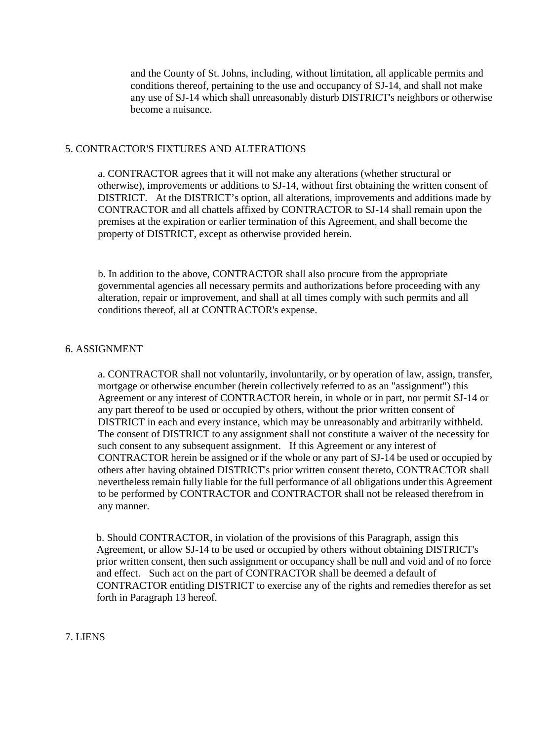and the County of St. Johns, including, without limitation, all applicable permits and conditions thereof, pertaining to the use and occupancy of SJ-14, and shall not make any use of SJ-14 which shall unreasonably disturb DISTRICT's neighbors or otherwise become a nuisance.

5. CONTRACTOR'S FIXTURES AND ALTERATIONS

a. CONTRACTOR agrees that it will not make any alterations (whether structural or otherwise), improvements or additions to SJ-14, without first obtaining the written consent of DISTRICT. At the DISTRICT's option, all alterations, improvements and additions made by CONTRACTOR and all chattels affixed by CONTRACTOR to SJ-14 shall remain upon the premises at the expiration or earlier termination of this Agreement, and shall become the property of DISTRICT, except as otherwise provided herein.

b. In addition to the above, CONTRACTOR shall also procure from the appropriate governmental agencies all necessary permits and authorizations before proceeding with any alteration, repair or improvement, and shall at all times comply with such permits and all conditions thereof, all at CONTRACTOR's expense.

6. ASSIGNMENT

a. CONTRACTOR shall not voluntarily, involuntarily, or by operation of law, assign, transfer, mortgage or otherwise encumber (herein collectively referred to as an "assignment") this Agreement or any interest of CONTRACTOR herein, in whole or in part, nor permit SJ-14 or any part thereof to be used or occupied by others, without the prior written consent of DISTRICT in each and every instance, which may be unreasonably and arbitrarily withheld. The consent of DISTRICT to any assignment shall not constitute a waiver of the necessity for such consent to any subsequent assignment. If this Agreement or any interest of CONTRACTOR herein be assigned or if the whole or any part of SJ-14 be used or occupied by others after having obtained DISTRICT's prior written consent thereto, CONTRACTOR shall nevertheless remain fully liable for the full performance of all obligations under this Agreement to be performed by CONTRACTOR and CONTRACTOR shall not be released therefrom in any manner.

b. Should CONTRACTOR, in violation of the provisions of this Paragraph, assign this Agreement, or allow SJ-14 to be used or occupied by others without obtaining DISTRICT's prior written consent, then such assignment or occupancy shall be null and void and of no force and effect. Such act on the part of CONTRACTOR shall be deemed a default of CONTRACTOR entitling DISTRICT to exercise any of the rights and remedies therefor as set forth in Paragraph 13 hereof.

7. LIENS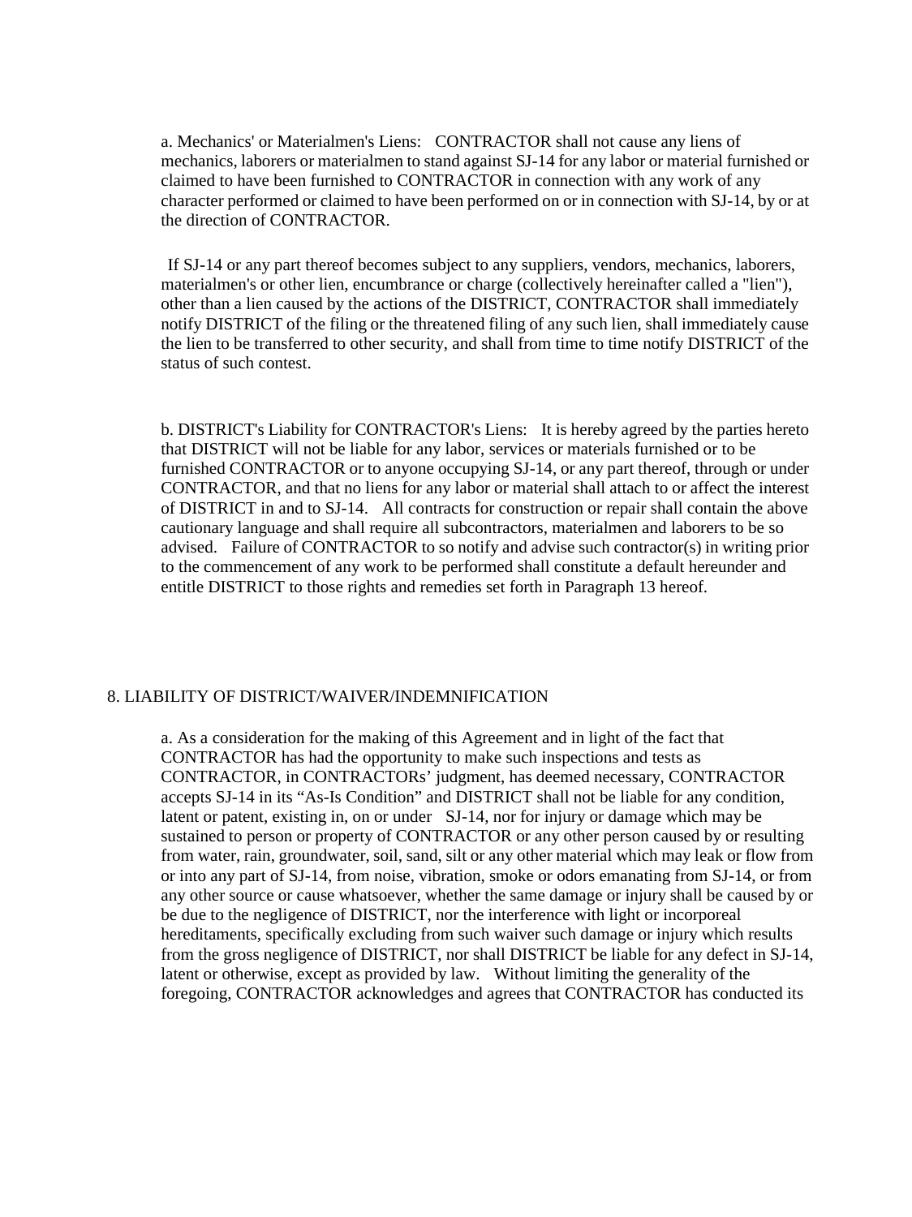a. Mechanics' or Materialmen's Liens: CONTRACTOR shall not cause any liens of mechanics, laborers or materialmen to stand against SJ-14 for any labor or material furnished or claimed to have been furnished to CONTRACTOR in connection with any work of any character performed or claimed to have been performed on or in connection with SJ-14, by or at the direction of CONTRACTOR.

If SJ-14 or any part thereof becomes subject to any suppliers, vendors, mechanics, laborers, materialmen's or other lien, encumbrance or charge (collectively hereinafter called a "lien"), other than a lien caused by the actions of the DISTRICT, CONTRACTOR shall immediately notify DISTRICT of the filing or the threatened filing of any such lien, shall immediately cause the lien to be transferred to other security, and shall from time to time notify DISTRICT of the status of such contest.

b. DISTRICT's Liability for CONTRACTOR's Liens: It is hereby agreed by the parties hereto that DISTRICT will not be liable for any labor, services or materials furnished or to be furnished CONTRACTOR or to anyone occupying SJ-14, or any part thereof, through or under CONTRACTOR, and that no liens for any labor or material shall attach to or affect the interest of DISTRICT in and to SJ-14. All contracts for construction or repair shall contain the above cautionary language and shall require all subcontractors, materialmen and laborers to be so advised. Failure of CONTRACTOR to so notify and advise such contractor(s) in writing prior to the commencement of any work to be performed shall constitute a default hereunder and entitle DISTRICT to those rights and remedies set forth in Paragraph 13 hereof.

## 8. LIABILITY OF DISTRICT/WAIVER/INDEMNIFICATION

a. As a consideration for the making of this Agreement and in light of the fact that CONTRACTOR has had the opportunity to make such inspections and tests as CONTRACTOR, in CONTRACTORs' judgment, has deemed necessary, CONTRACTOR accepts SJ-14 in its "As-Is Condition" and DISTRICT shall not be liable for any condition, latent or patent, existing in, on or under SJ-14, nor for injury or damage which may be sustained to person or property of CONTRACTOR or any other person caused by or resulting from water, rain, groundwater, soil, sand, silt or any other material which may leak or flow from or into any part of SJ-14, from noise, vibration, smoke or odors emanating from SJ-14, or from any other source or cause whatsoever, whether the same damage or injury shall be caused by or be due to the negligence of DISTRICT, nor the interference with light or incorporeal hereditaments, specifically excluding from such waiver such damage or injury which results from the gross negligence of DISTRICT, nor shall DISTRICT be liable for any defect in SJ-14, latent or otherwise, except as provided by law. Without limiting the generality of the foregoing, CONTRACTOR acknowledges and agrees that CONTRACTOR has conducted its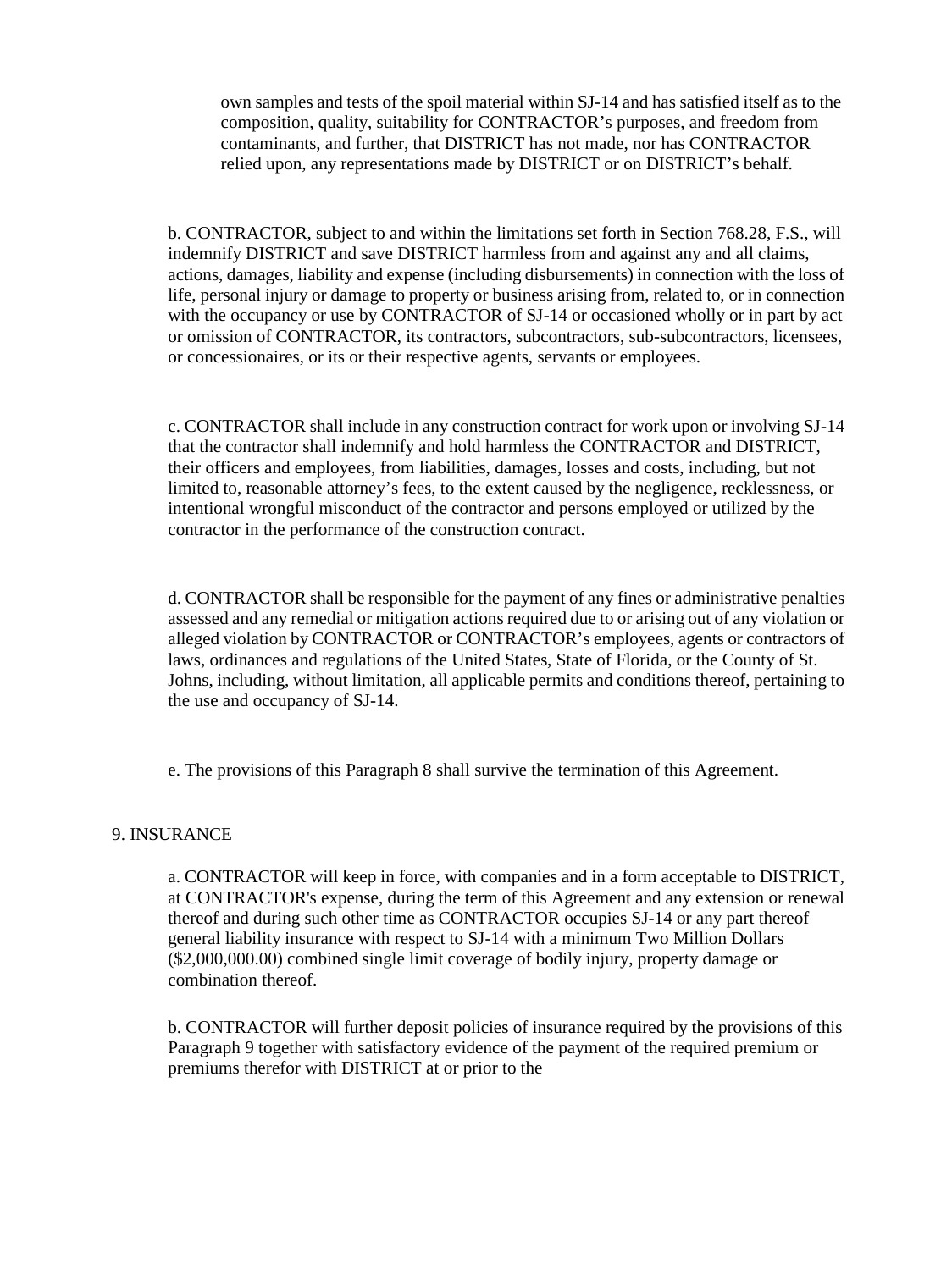own samples and tests of the spoil material within SJ-14 and has satisfied itself as to the composition, quality, suitability for CONTRACTOR's purposes, and freedom from contaminants, and further, that DISTRICT has not made, nor has CONTRACTOR relied upon, any representations made by DISTRICT or on DISTRICT's behalf.

b. CONTRACTOR, subject to and within the limitations set forth in Section 768.28, F.S., will indemnify DISTRICT and save DISTRICT harmless from and against any and all claims, actions, damages, liability and expense (including disbursements) in connection with the loss of life, personal injury or damage to property or business arising from, related to, or in connection with the occupancy or use by CONTRACTOR of SJ-14 or occasioned wholly or in part by act or omission of CONTRACTOR, its contractors, subcontractors, sub-subcontractors, licensees, or concessionaires, or its or their respective agents, servants or employees.

c. CONTRACTOR shall include in any construction contract for work upon or involving SJ-14 that the contractor shall indemnify and hold harmless the CONTRACTOR and DISTRICT, their officers and employees, from liabilities, damages, losses and costs, including, but not limited to, reasonable attorney's fees, to the extent caused by the negligence, recklessness, or intentional wrongful misconduct of the contractor and persons employed or utilized by the contractor in the performance of the construction contract.

d. CONTRACTOR shall be responsible for the payment of any fines or administrative penalties assessed and any remedial or mitigation actions required due to or arising out of any violation or alleged violation by CONTRACTOR or CONTRACTOR's employees, agents or contractors of laws, ordinances and regulations of the United States, State of Florida, or the County of St. Johns, including, without limitation, all applicable permits and conditions thereof, pertaining to the use and occupancy of SJ-14.

e. The provisions of this Paragraph 8 shall survive the termination of this Agreement.

9. INSURANCE

a. CONTRACTOR will keep in force, with companies and in a form acceptable to DISTRICT, at CONTRACTOR's expense, during the term of this Agreement and any extension or renewal thereof and during such other time as CONTRACTOR occupies SJ-14 or any part thereof general liability insurance with respect to SJ-14 with a minimum Two Million Dollars ($2,000,000.00) combined single limit coverage of bodily injury, property damage or combination thereof.

b. CONTRACTOR will further deposit policies of insurance required by the provisions of this Paragraph 9 together with satisfactory evidence of the payment of the required premium or premiums therefor with DISTRICT at or prior to the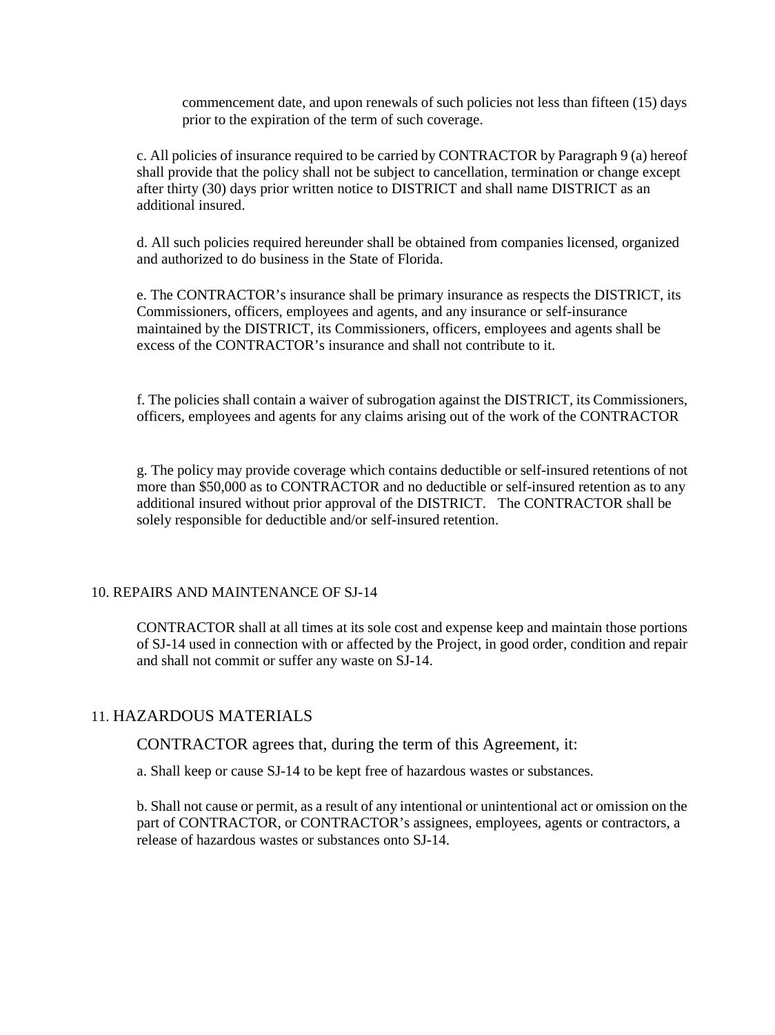commencement date, and upon renewals of such policies not less than fifteen (15) days prior to the expiration of the term of such coverage.

c. All policies of insurance required to be carried by CONTRACTOR by Paragraph 9 (a) hereof shall provide that the policy shall not be subject to cancellation, termination or change except after thirty (30) days prior written notice to DISTRICT and shall name DISTRICT as an additional insured.

d. All such policies required hereunder shall be obtained from companies licensed, organized and authorized to do business in the State of Florida.

e. The CONTRACTOR's insurance shall be primary insurance as respects the DISTRICT, its Commissioners, officers, employees and agents, and any insurance or self-insurance maintained by the DISTRICT, its Commissioners, officers, employees and agents shall be excess of the CONTRACTOR's insurance and shall not contribute to it.

f. The policies shall contain a waiver of subrogation against the DISTRICT, its Commissioners, officers, employees and agents for any claims arising out of the work of the CONTRACTOR

g. The policy may provide coverage which contains deductible or self-insured retentions of not more than $50,000 as to CONTRACTOR and no deductible or self-insured retention as to any additional insured without prior approval of the DISTRICT. The CONTRACTOR shall be solely responsible for deductible and/or self-insured retention.

## 10. REPAIRS AND MAINTENANCE OF SJ-14

CONTRACTOR shall at all times at its sole cost and expense keep and maintain those portions of SJ-14 used in connection with or affected by the Project, in good order, condition and repair and shall not commit or suffer any waste on SJ-14.

## 11. HAZARDOUS MATERIALS

CONTRACTOR agrees that, during the term of this Agreement, it:

a. Shall keep or cause SJ-14 to be kept free of hazardous wastes or substances.

b. Shall not cause or permit, as a result of any intentional or unintentional act or omission on the part of CONTRACTOR, or CONTRACTOR's assignees, employees, agents or contractors, a release of hazardous wastes or substances onto SJ-14.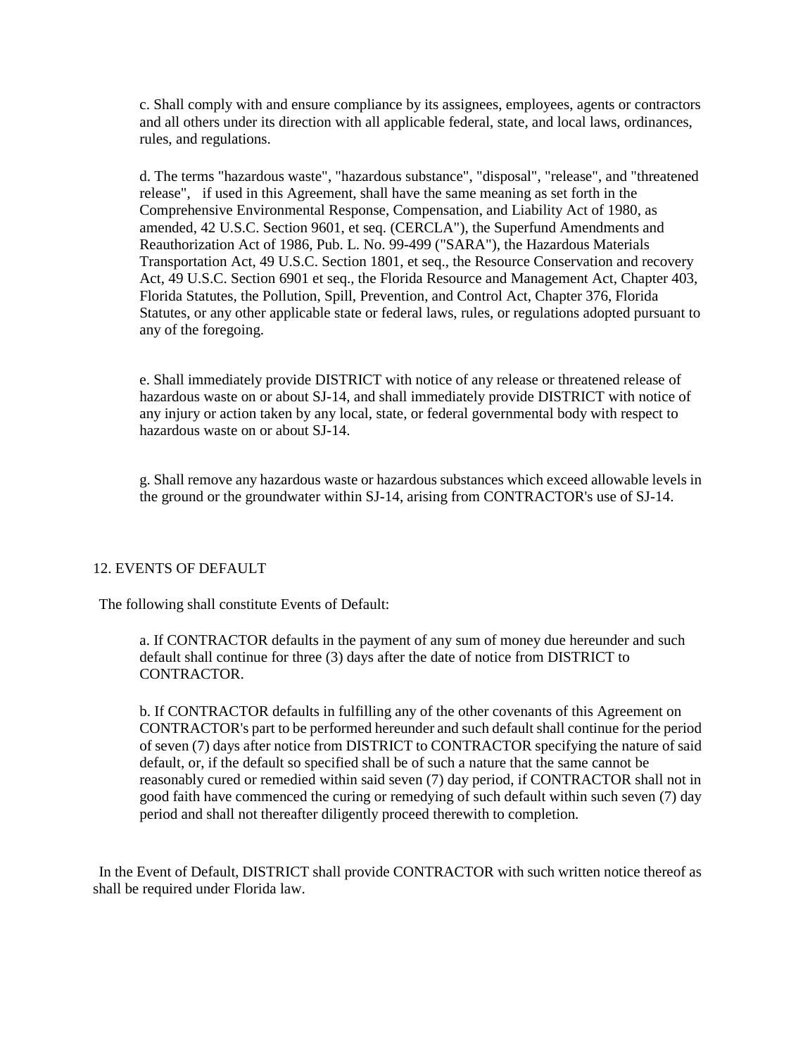c. Shall comply with and ensure compliance by its assignees, employees, agents or contractors and all others under its direction with all applicable federal, state, and local laws, ordinances, rules, and regulations.

d. The terms "hazardous waste", "hazardous substance", "disposal", "release", and "threatened release", if used in this Agreement, shall have the same meaning as set forth in the Comprehensive Environmental Response, Compensation, and Liability Act of 1980, as amended, 42 U.S.C. Section 9601, et seq. (CERCLA"), the Superfund Amendments and Reauthorization Act of 1986, Pub. L. No. 99-499 ("SARA"), the Hazardous Materials Transportation Act, 49 U.S.C. Section 1801, et seq., the Resource Conservation and recovery Act, 49 U.S.C. Section 6901 et seq., the Florida Resource and Management Act, Chapter 403, Florida Statutes, the Pollution, Spill, Prevention, and Control Act, Chapter 376, Florida Statutes, or any other applicable state or federal laws, rules, or regulations adopted pursuant to any of the foregoing.

e. Shall immediately provide DISTRICT with notice of any release or threatened release of hazardous waste on or about SJ-14, and shall immediately provide DISTRICT with notice of any injury or action taken by any local, state, or federal governmental body with respect to hazardous waste on or about SJ-14.

g. Shall remove any hazardous waste or hazardous substances which exceed allowable levels in the ground or the groundwater within SJ-14, arising from CONTRACTOR's use of SJ-14.

## 12. EVENTS OF DEFAULT

The following shall constitute Events of Default:

a. If CONTRACTOR defaults in the payment of any sum of money due hereunder and such default shall continue for three (3) days after the date of notice from DISTRICT to CONTRACTOR.

b. If CONTRACTOR defaults in fulfilling any of the other covenants of this Agreement on CONTRACTOR's part to be performed hereunder and such default shall continue for the period of seven (7) days after notice from DISTRICT to CONTRACTOR specifying the nature of said default, or, if the default so specified shall be of such a nature that the same cannot be reasonably cured or remedied within said seven (7) day period, if CONTRACTOR shall not in good faith have commenced the curing or remedying of such default within such seven (7) day period and shall not thereafter diligently proceed therewith to completion.

In the Event of Default, DISTRICT shall provide CONTRACTOR with such written notice thereof as shall be required under Florida law.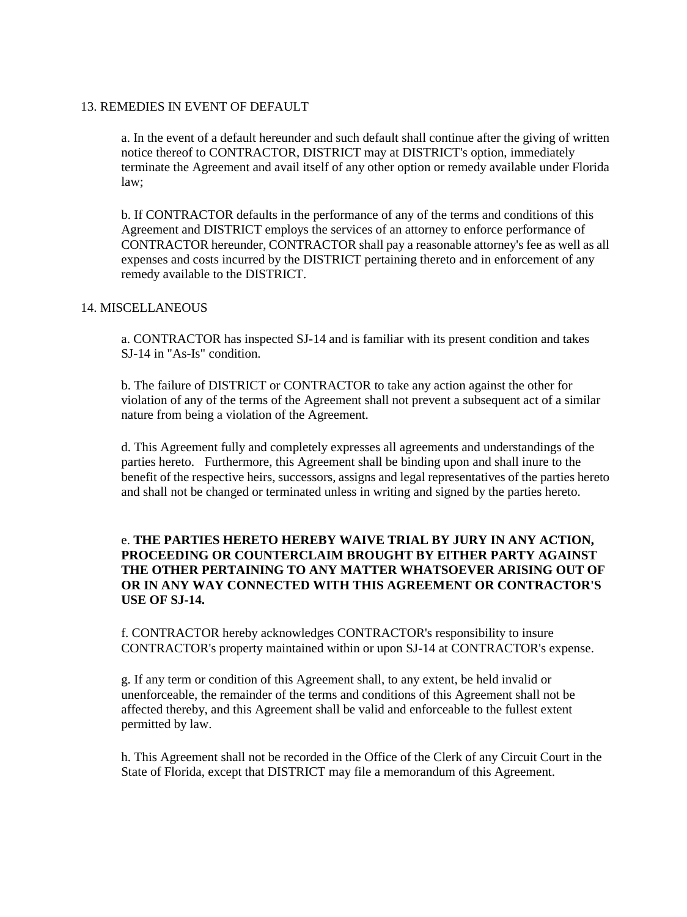13. REMEDIES IN EVENT OF DEFAULT

a. In the event of a default hereunder and such default shall continue after the giving of written notice thereof to CONTRACTOR, DISTRICT may at DISTRICT's option, immediately terminate the Agreement and avail itself of any other option or remedy available under Florida law;

b. If CONTRACTOR defaults in the performance of any of the terms and conditions of this Agreement and DISTRICT employs the services of an attorney to enforce performance of CONTRACTOR hereunder, CONTRACTOR shall pay a reasonable attorney's fee as well as all expenses and costs incurred by the DISTRICT pertaining thereto and in enforcement of any remedy available to the DISTRICT.

14. MISCELLANEOUS

a. CONTRACTOR has inspected SJ-14 and is familiar with its present condition and takes SJ-14 in "As-Is" condition.

b. The failure of DISTRICT or CONTRACTOR to take any action against the other for violation of any of the terms of the Agreement shall not prevent a subsequent act of a similar nature from being a violation of the Agreement.

d. This Agreement fully and completely expresses all agreements and understandings of the parties hereto. Furthermore, this Agreement shall be binding upon and shall inure to the benefit of the respective heirs, successors, assigns and legal representatives of the parties hereto and shall not be changed or terminated unless in writing and signed by the parties hereto.

e. **THE PARTIES HERETO HEREBY WAIVE TRIAL BY JURY IN ANY ACTION, PROCEEDING OR COUNTERCLAIM BROUGHT BY EITHER PARTY AGAINST THE OTHER PERTAINING TO ANY MATTER WHATSOEVER ARISING OUT OF OR IN ANY WAY CONNECTED WITH THIS AGREEMENT OR CONTRACTOR'S USE OF SJ-14.**

f. CONTRACTOR hereby acknowledges CONTRACTOR's responsibility to insure CONTRACTOR's property maintained within or upon SJ-14 at CONTRACTOR's expense.

g. If any term or condition of this Agreement shall, to any extent, be held invalid or unenforceable, the remainder of the terms and conditions of this Agreement shall not be affected thereby, and this Agreement shall be valid and enforceable to the fullest extent permitted by law.

h. This Agreement shall not be recorded in the Office of the Clerk of any Circuit Court in the State of Florida, except that DISTRICT may file a memorandum of this Agreement.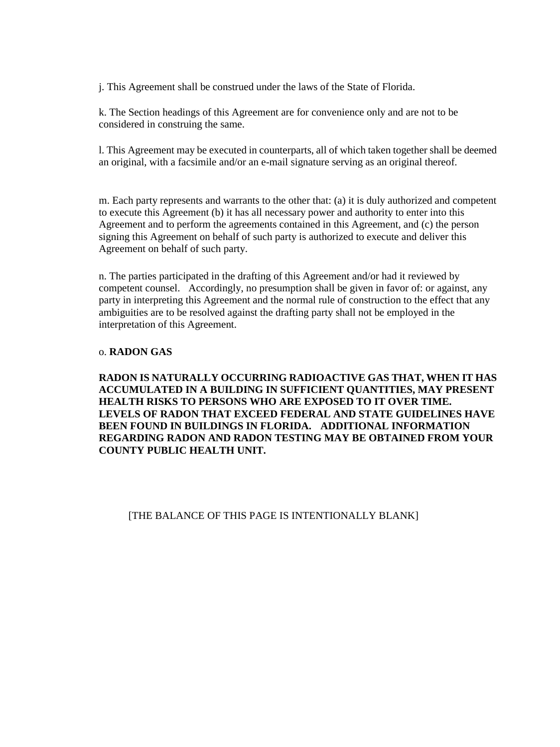j. This Agreement shall be construed under the laws of the State of Florida.

k. The Section headings of this Agreement are for convenience only and are not to be considered in construing the same.

l. This Agreement may be executed in counterparts, all of which taken together shall be deemed an original, with a facsimile and/or an e-mail signature serving as an original thereof.

m. Each party represents and warrants to the other that: (a) it is duly authorized and competent to execute this Agreement (b) it has all necessary power and authority to enter into this Agreement and to perform the agreements contained in this Agreement, and (c) the person signing this Agreement on behalf of such party is authorized to execute and deliver this Agreement on behalf of such party.

n. The parties participated in the drafting of this Agreement and/or had it reviewed by competent counsel. Accordingly, no presumption shall be given in favor of: or against, any party in interpreting this Agreement and the normal rule of construction to the effect that any ambiguities are to be resolved against the drafting party shall not be employed in the interpretation of this Agreement.

o. **RADON GAS**

**RADON IS NATURALLY OCCURRING RADIOACTIVE GAS THAT, WHEN IT HAS ACCUMULATED IN A BUILDING IN SUFFICIENT QUANTITIES, MAY PRESENT HEALTH RISKS TO PERSONS WHO ARE EXPOSED TO IT OVER TIME. LEVELS OF RADON THAT EXCEED FEDERAL AND STATE GUIDELINES HAVE BEEN FOUND IN BUILDINGS IN FLORIDA. ADDITIONAL INFORMATION REGARDING RADON AND RADON TESTING MAY BE OBTAINED FROM YOUR COUNTY PUBLIC HEALTH UNIT.**

[THE BALANCE OF THIS PAGE IS INTENTIONALLY BLANK]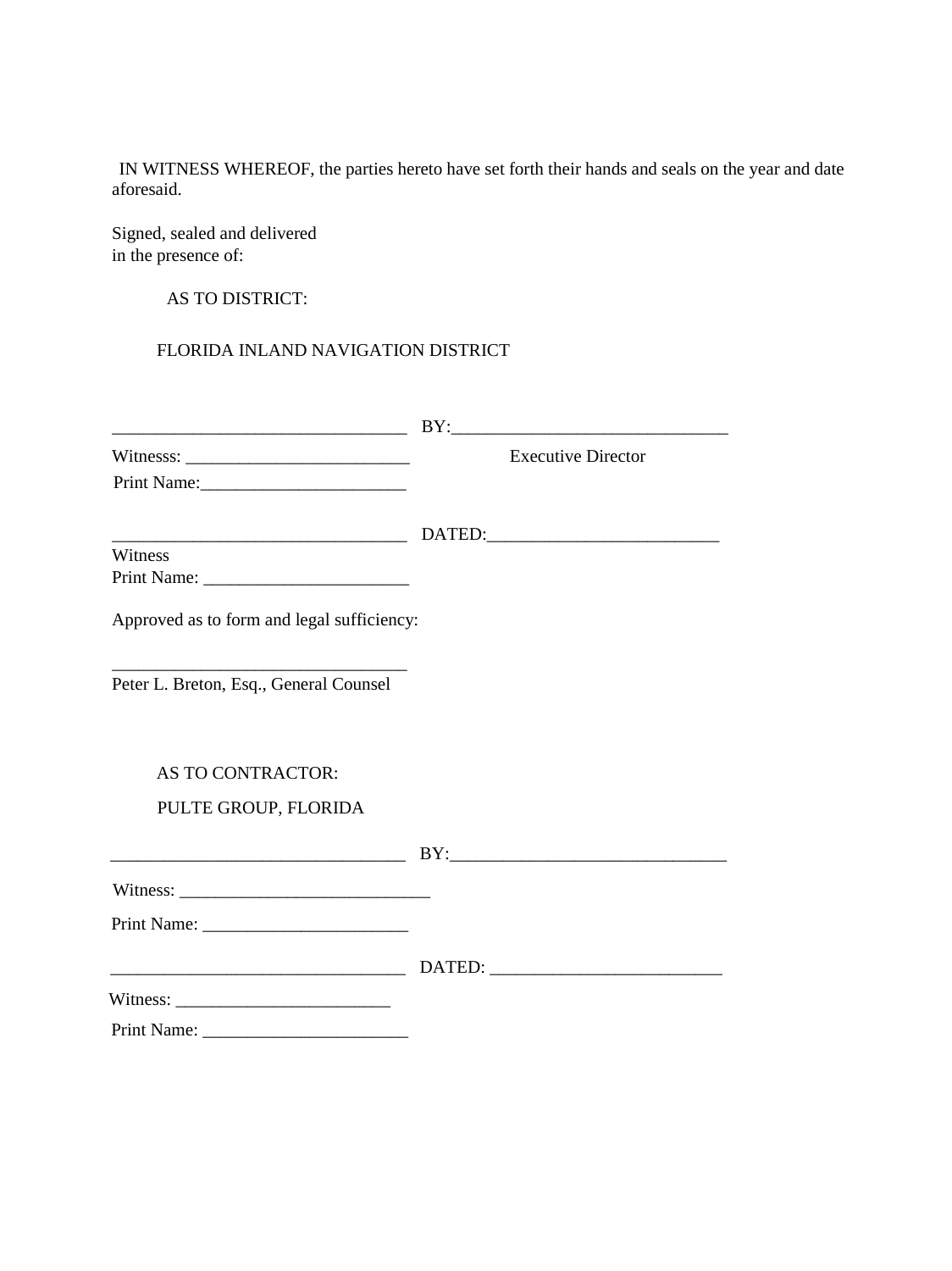IN WITNESS WHEREOF, the parties hereto have set forth their hands and seals on the year and date aforesaid.

Signed, sealed and delivered
in the presence of:

AS TO DISTRICT:

FLORIDA INLAND NAVIGATION DISTRICT

________________________________ BY:_____________________________

Witnesss: ________________________ Executive Director

Print Name:______________________

________________________________ DATED:________________________

Witness

Print Name: ______________________

Approved as to form and legal sufficiency:

________________________________

Peter L. Breton, Esq., General Counsel

AS TO CONTRACTOR:

PULTE GROUP, FLORIDA

________________________________ BY:_____________________________

Witness: ___________________________

Print Name: ______________________

________________________________ DATED: ________________________

Witness: _______________________

Print Name: ______________________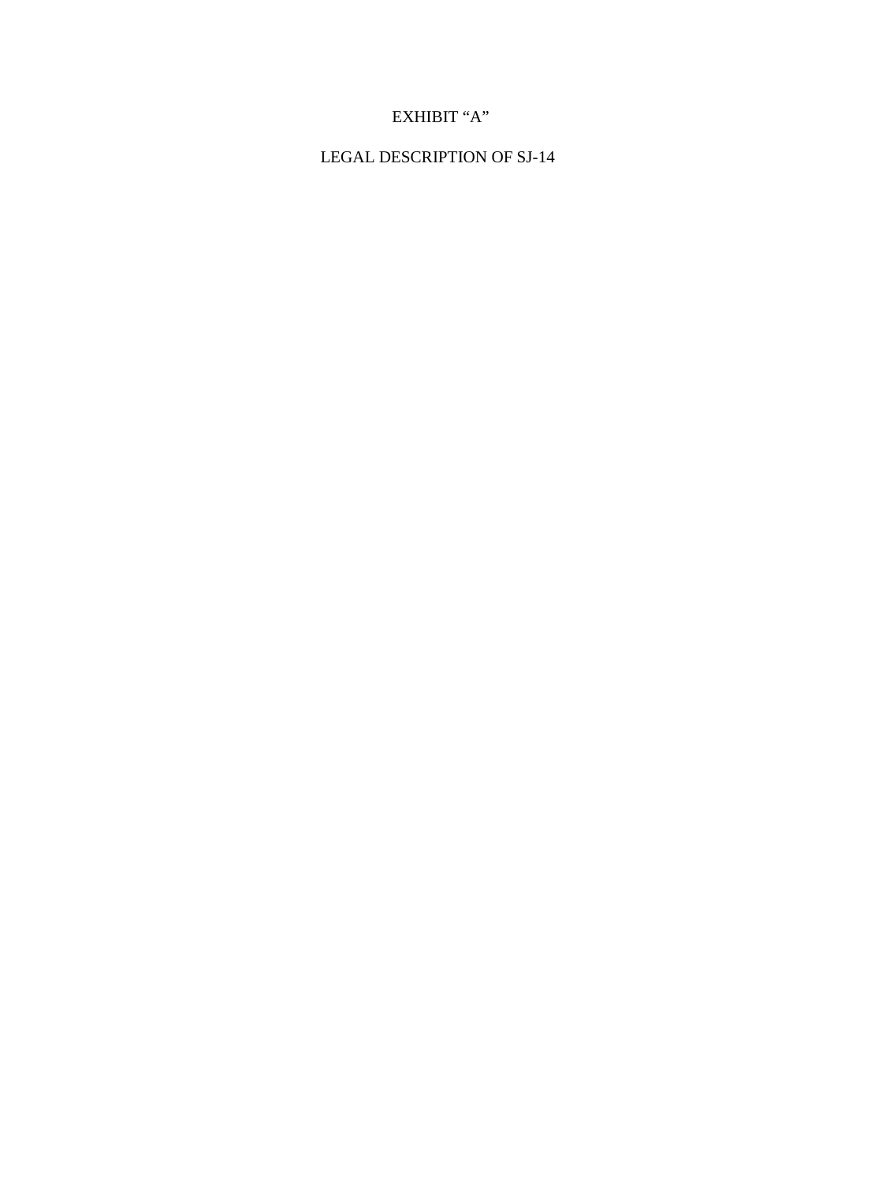# EXHIBIT "A"

## LEGAL DESCRIPTION OF SJ-14